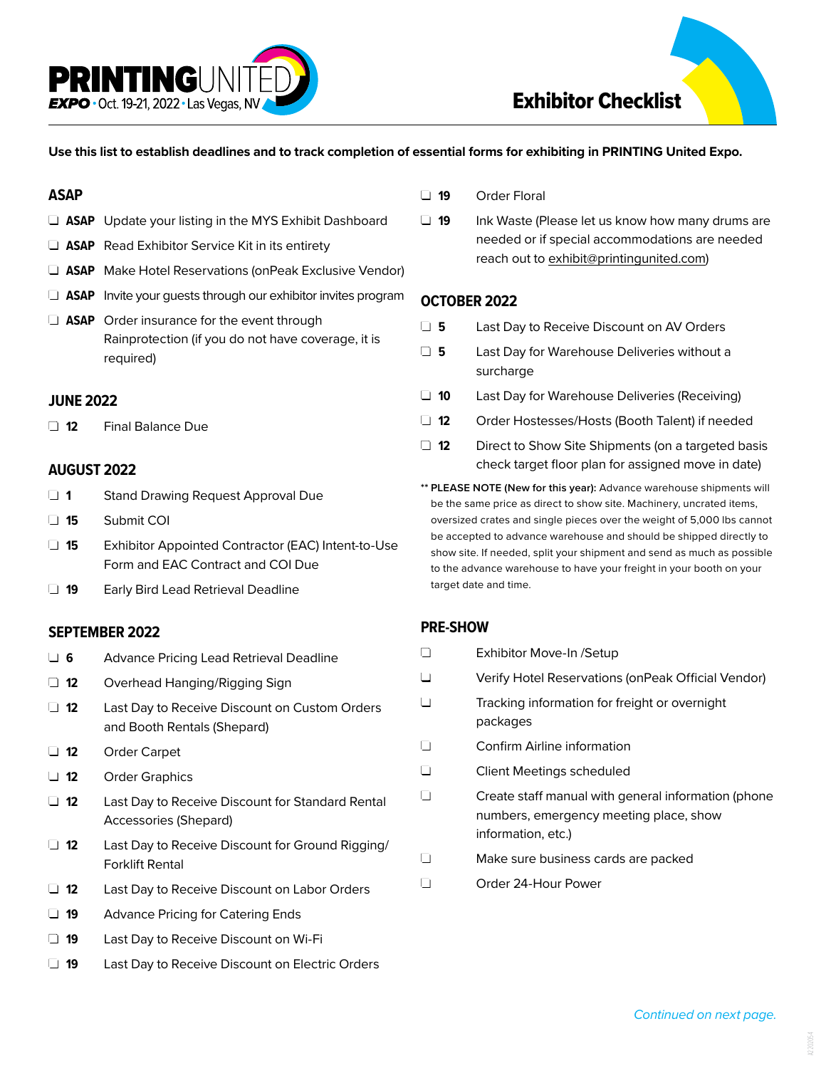**PRINTINGUNITED EXPO** • Oct. 19-21, 2022 • Las Vegas, NV

# Exhibitor Checklist

**Use this list to establish deadlines and to track completion of essential forms for exhibiting in PRINTING United Expo.**

## ASAP

- ❑ **ASAP** Update your listing in the MYS Exhibit Dashboard
- ❑ **ASAP** Read Exhibitor Service Kit in its entirety
- ❑ **ASAP** Make Hotel Reservations (onPeak Exclusive Vendor)
- ❑ **ASAP** Invite your guests through our exhibitor invites program
- ❑ **ASAP** Order insurance for the event through Rainprotection (if you do not have coverage, it is required)

## JUNE 2022

- ❑ **12** Final Balance Due

## AUGUST 2022

- ❑ **1** Stand Drawing Request Approval Due
- ❑ **15** Submit COI
- ❑ **15** Exhibitor Appointed Contractor (EAC) Intent-to-Use Form and EAC Contract and COI Due
- ❑ **19** Early Bird Lead Retrieval Deadline

## SEPTEMBER 2022

- ❑ **6** Advance Pricing Lead Retrieval Deadline
- ❑ **12** Overhead Hanging/Rigging Sign
- ❑ **12** Last Day to Receive Discount on Custom Orders and Booth Rentals (Shepard)
- ❑ **12** Order Carpet
- ❑ **12** Order Graphics
- ❑ **12** Last Day to Receive Discount for Standard Rental Accessories (Shepard)
- ❑ **12** Last Day to Receive Discount for Ground Rigging/ Forklift Rental
- ❑ **12** Last Day to Receive Discount on Labor Orders
- ❑ **19** Advance Pricing for Catering Ends
- ❑ **19** Last Day to Receive Discount on Wi-Fi
- ❑ **19** Last Day to Receive Discount on Electric Orders
- ❑ **19** Order Floral
- ❑ **19** Ink Waste (Please let us know how many drums are needed or if special accommodations are needed reach out to exhibit@printingunited.com)

## OCTOBER 2022

- ❑ **5** Last Day to Receive Discount on AV Orders
- ❑ **5** Last Day for Warehouse Deliveries without a surcharge
- ❑ **10** Last Day for Warehouse Deliveries (Receiving)
- ❑ **12** Order Hostesses/Hosts (Booth Talent) if needed
- ❑ **12** Direct to Show Site Shipments (on a targeted basis check target floor plan for assigned move in date)

** **PLEASE NOTE (New for this year):** Advance warehouse shipments will be the same price as direct to show site. Machinery, uncrated items, oversized crates and single pieces over the weight of 5,000 lbs cannot be accepted to advance warehouse and should be shipped directly to show site. If needed, split your shipment and send as much as possible to the advance warehouse to have your freight in your booth on your target date and time.

## PRE-SHOW

- ❑ Exhibitor Move-In /Setup
- ❑ Verify Hotel Reservations (onPeak Official Vendor)
- ❑ Tracking information for freight or overnight packages
- ❑ Confirm Airline information
- ❑ Client Meetings scheduled
- ❑ Create staff manual with general information (phone numbers, emergency meeting place, show information, etc.)
- ❑ Make sure business cards are packed
- ❑ Order 24-Hour Power

*Continued on next page.*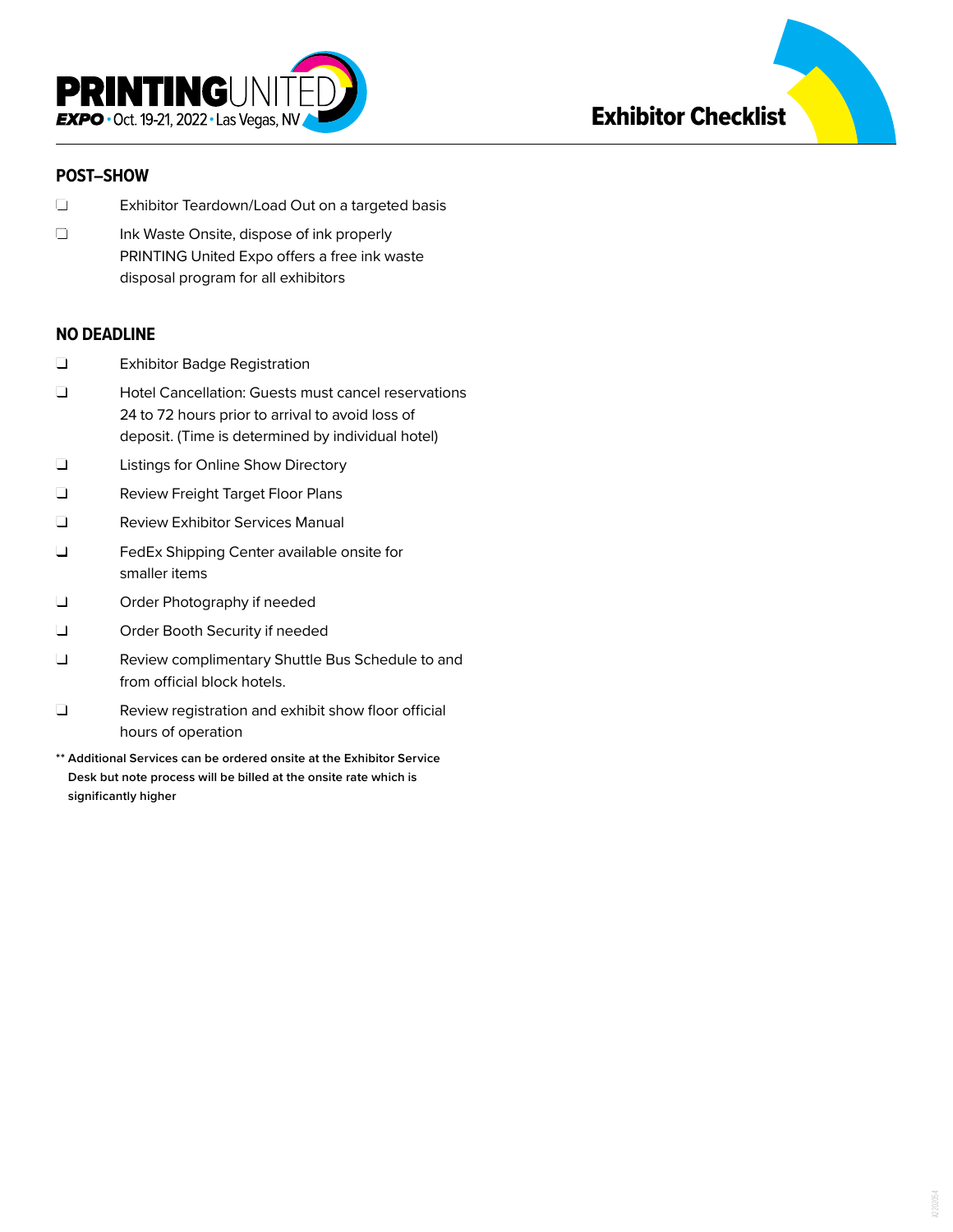**PRINTINGUNITED EXPO** • Oct. 19-21, 2022 • Las Vegas, NV

# Exhibitor Checklist

## POST–SHOW

- ❑ Exhibitor Teardown/Load Out on a targeted basis
- ❑ Ink Waste Onsite, dispose of ink properly
  PRINTING United Expo offers a free ink waste disposal program for all exhibitors

## NO DEADLINE

- ❑ Exhibitor Badge Registration
- ❑ Hotel Cancellation: Guests must cancel reservations 24 to 72 hours prior to arrival to avoid loss of deposit. (Time is determined by individual hotel)
- ❑ Listings for Online Show Directory
- ❑ Review Freight Target Floor Plans
- ❑ Review Exhibitor Services Manual
- ❑ FedEx Shipping Center available onsite for smaller items
- ❑ Order Photography if needed
- ❑ Order Booth Security if needed
- ❑ Review complimentary Shuttle Bus Schedule to and from official block hotels.
- ❑ Review registration and exhibit show floor official hours of operation

**** Additional Services can be ordered onsite at the Exhibitor Service Desk but note process will be billed at the onsite rate which is significantly higher**